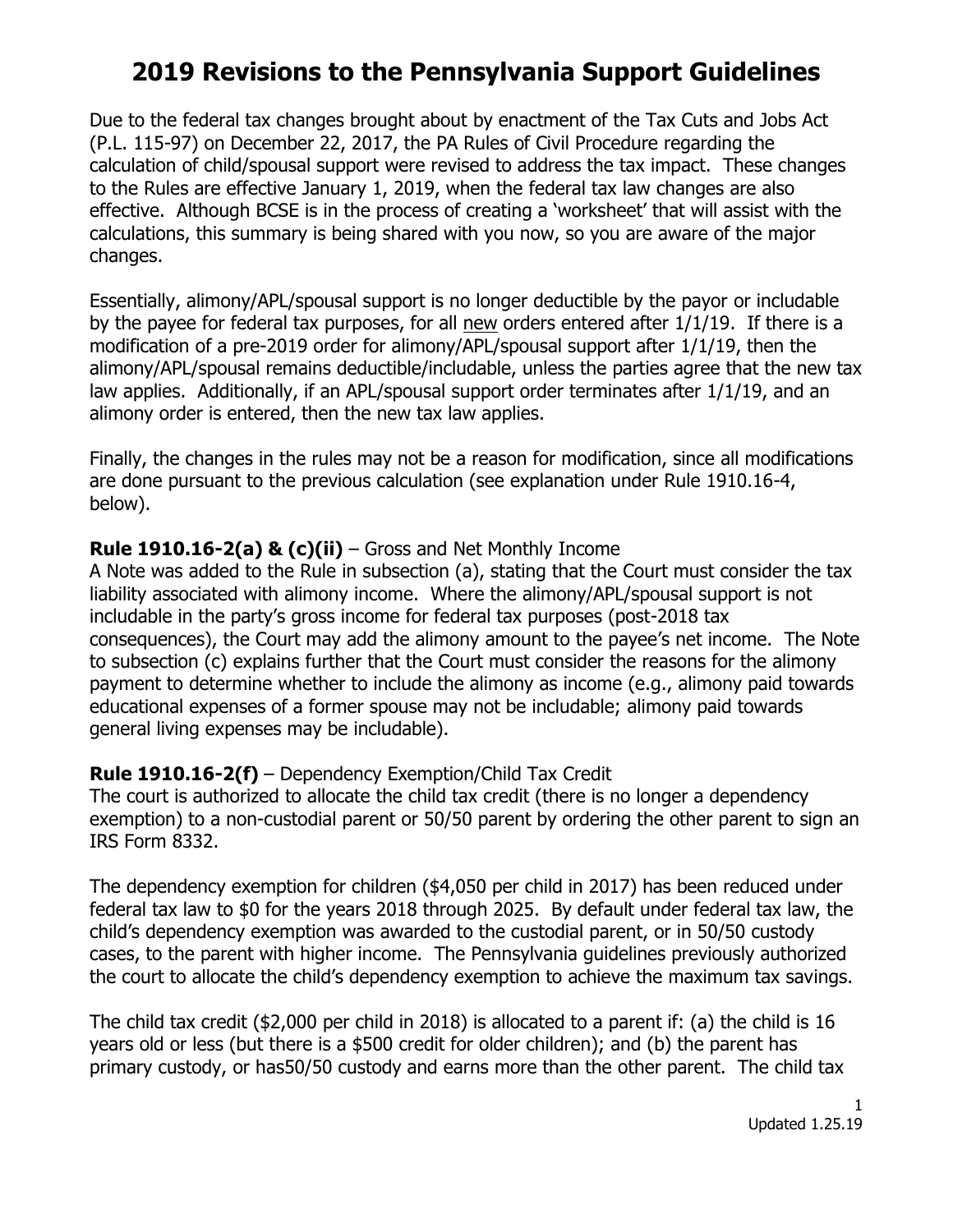# 2019 Revisions to the Pennsylvania Support Guidelines

Due to the federal tax changes brought about by enactment of the Tax Cuts and Jobs Act (P.L. 115-97) on December 22, 2017, the PA Rules of Civil Procedure regarding the calculation of child/spousal support were revised to address the tax impact. These changes to the Rules are effective January 1, 2019, when the federal tax law changes are also effective. Although BCSE is in the process of creating a 'worksheet' that will assist with the calculations, this summary is being shared with you now, so you are aware of the major changes.

Essentially, alimony/APL/spousal support is no longer deductible by the payor or includable by the payee for federal tax purposes, for all new orders entered after 1/1/19. If there is a modification of a pre-2019 order for alimony/APL/spousal support after 1/1/19, then the alimony/APL/spousal remains deductible/includable, unless the parties agree that the new tax law applies. Additionally, if an APL/spousal support order terminates after 1/1/19, and an alimony order is entered, then the new tax law applies.

Finally, the changes in the rules may not be a reason for modification, since all modifications are done pursuant to the previous calculation (see explanation under Rule 1910.16-4, below).

**Rule 1910.16-2(a) & (c)(ii)** – Gross and Net Monthly Income
A Note was added to the Rule in subsection (a), stating that the Court must consider the tax liability associated with alimony income. Where the alimony/APL/spousal support is not includable in the party's gross income for federal tax purposes (post-2018 tax consequences), the Court may add the alimony amount to the payee's net income. The Note to subsection (c) explains further that the Court must consider the reasons for the alimony payment to determine whether to include the alimony as income (e.g., alimony paid towards educational expenses of a former spouse may not be includable; alimony paid towards general living expenses may be includable).

**Rule 1910.16-2(f)** – Dependency Exemption/Child Tax Credit
The court is authorized to allocate the child tax credit (there is no longer a dependency exemption) to a non-custodial parent or 50/50 parent by ordering the other parent to sign an IRS Form 8332.

The dependency exemption for children ($4,050 per child in 2017) has been reduced under federal tax law to $0 for the years 2018 through 2025. By default under federal tax law, the child's dependency exemption was awarded to the custodial parent, or in 50/50 custody cases, to the parent with higher income. The Pennsylvania guidelines previously authorized the court to allocate the child's dependency exemption to achieve the maximum tax savings.

The child tax credit ($2,000 per child in 2018) is allocated to a parent if: (a) the child is 16 years old or less (but there is a $500 credit for older children); and (b) the parent has primary custody, or has50/50 custody and earns more than the other parent. The child tax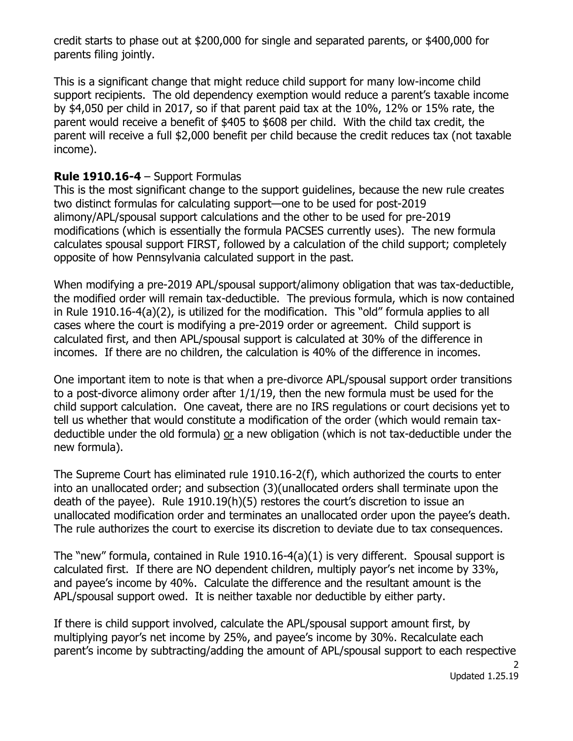credit starts to phase out at $200,000 for single and separated parents, or $400,000 for parents filing jointly.

This is a significant change that might reduce child support for many low-income child support recipients. The old dependency exemption would reduce a parent's taxable income by $4,050 per child in 2017, so if that parent paid tax at the 10%, 12% or 15% rate, the parent would receive a benefit of $405 to $608 per child. With the child tax credit, the parent will receive a full $2,000 benefit per child because the credit reduces tax (not taxable income).

**Rule 1910.16-4** – Support Formulas

This is the most significant change to the support guidelines, because the new rule creates two distinct formulas for calculating support—one to be used for post-2019 alimony/APL/spousal support calculations and the other to be used for pre-2019 modifications (which is essentially the formula PACSES currently uses). The new formula calculates spousal support FIRST, followed by a calculation of the child support; completely opposite of how Pennsylvania calculated support in the past.

When modifying a pre-2019 APL/spousal support/alimony obligation that was tax-deductible, the modified order will remain tax-deductible. The previous formula, which is now contained in Rule 1910.16-4(a)(2), is utilized for the modification. This "old" formula applies to all cases where the court is modifying a pre-2019 order or agreement. Child support is calculated first, and then APL/spousal support is calculated at 30% of the difference in incomes. If there are no children, the calculation is 40% of the difference in incomes.

One important item to note is that when a pre-divorce APL/spousal support order transitions to a post-divorce alimony order after 1/1/19, then the new formula must be used for the child support calculation. One caveat, there are no IRS regulations or court decisions yet to tell us whether that would constitute a modification of the order (which would remain tax-deductible under the old formula) <u>or</u> a new obligation (which is not tax-deductible under the new formula).

The Supreme Court has eliminated rule 1910.16-2(f), which authorized the courts to enter into an unallocated order; and subsection (3)(unallocated orders shall terminate upon the death of the payee). Rule 1910.19(h)(5) restores the court's discretion to issue an unallocated modification order and terminates an unallocated order upon the payee's death. The rule authorizes the court to exercise its discretion to deviate due to tax consequences.

The "new" formula, contained in Rule 1910.16-4(a)(1) is very different. Spousal support is calculated first. If there are NO dependent children, multiply payor's net income by 33%, and payee's income by 40%. Calculate the difference and the resultant amount is the APL/spousal support owed. It is neither taxable nor deductible by either party.

If there is child support involved, calculate the APL/spousal support amount first, by multiplying payor's net income by 25%, and payee's income by 30%. Recalculate each parent's income by subtracting/adding the amount of APL/spousal support to each respective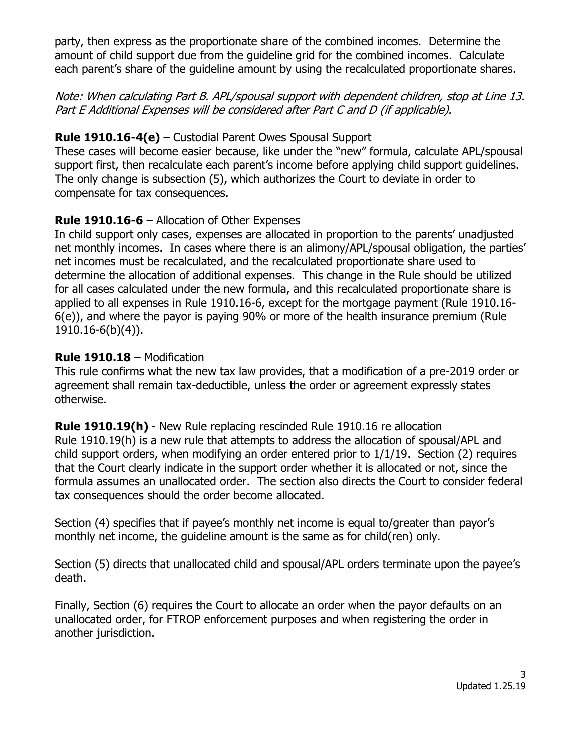party, then express as the proportionate share of the combined incomes. Determine the amount of child support due from the guideline grid for the combined incomes. Calculate each parent's share of the guideline amount by using the recalculated proportionate shares.

*Note: When calculating Part B. APL/spousal support with dependent children, stop at Line 13. Part E Additional Expenses will be considered after Part C and D (if applicable).*

**Rule 1910.16-4(e)** – Custodial Parent Owes Spousal Support
These cases will become easier because, like under the "new" formula, calculate APL/spousal support first, then recalculate each parent's income before applying child support guidelines. The only change is subsection (5), which authorizes the Court to deviate in order to compensate for tax consequences.

**Rule 1910.16-6** – Allocation of Other Expenses
In child support only cases, expenses are allocated in proportion to the parents' unadjusted net monthly incomes. In cases where there is an alimony/APL/spousal obligation, the parties' net incomes must be recalculated, and the recalculated proportionate share used to determine the allocation of additional expenses. This change in the Rule should be utilized for all cases calculated under the new formula, and this recalculated proportionate share is applied to all expenses in Rule 1910.16-6, except for the mortgage payment (Rule 1910.16-6(e)), and where the payor is paying 90% or more of the health insurance premium (Rule 1910.16-6(b)(4)).

**Rule 1910.18** – Modification
This rule confirms what the new tax law provides, that a modification of a pre-2019 order or agreement shall remain tax-deductible, unless the order or agreement expressly states otherwise.

**Rule 1910.19(h)** - New Rule replacing rescinded Rule 1910.16 re allocation
Rule 1910.19(h) is a new rule that attempts to address the allocation of spousal/APL and child support orders, when modifying an order entered prior to 1/1/19. Section (2) requires that the Court clearly indicate in the support order whether it is allocated or not, since the formula assumes an unallocated order. The section also directs the Court to consider federal tax consequences should the order become allocated.

Section (4) specifies that if payee's monthly net income is equal to/greater than payor's monthly net income, the guideline amount is the same as for child(ren) only.

Section (5) directs that unallocated child and spousal/APL orders terminate upon the payee's death.

Finally, Section (6) requires the Court to allocate an order when the payor defaults on an unallocated order, for FTROP enforcement purposes and when registering the order in another jurisdiction.

Updated 1.25.19